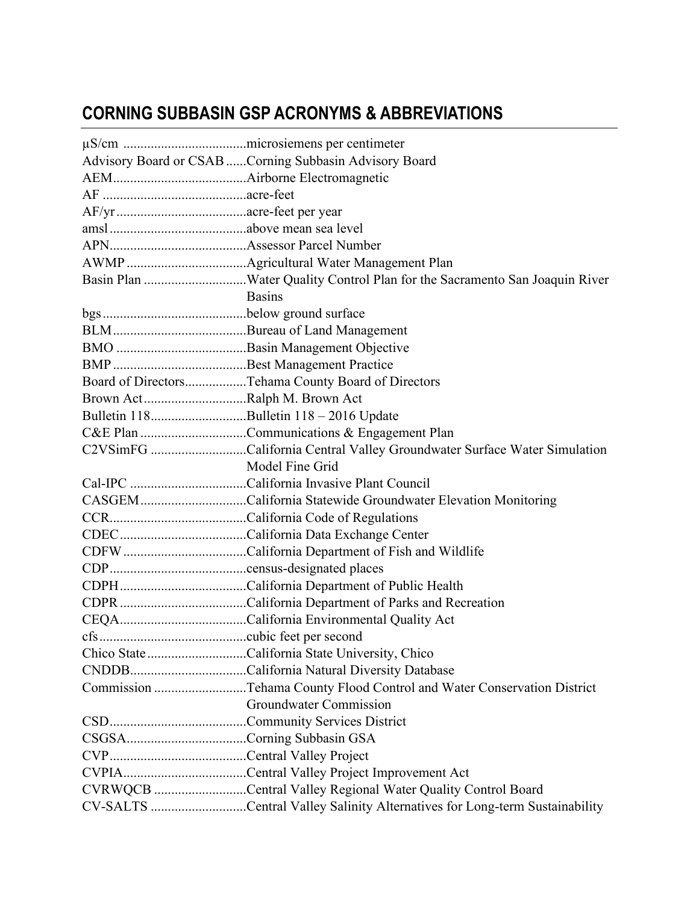## CORNING SUBBASIN GSP ACRONYMS & ABBREVIATIONS

| | |
|---|---|
| µS/cm | microsiemens per centimeter |
| Advisory Board or CSAB | Corning Subbasin Advisory Board |
| AEM | Airborne Electromagnetic |
| AF | acre-feet |
| AF/yr | acre-feet per year |
| amsl | above mean sea level |
| APN | Assessor Parcel Number |
| AWMP | Agricultural Water Management Plan |
| Basin Plan | Water Quality Control Plan for the Sacramento San Joaquin River Basins |
| bgs | below ground surface |
| BLM | Bureau of Land Management |
| BMO | Basin Management Objective |
| BMP | Best Management Practice |
| Board of Directors | Tehama County Board of Directors |
| Brown Act | Ralph M. Brown Act |
| Bulletin 118 | Bulletin 118 – 2016 Update |
| C&E Plan | Communications & Engagement Plan |
| C2VSimFG | California Central Valley Groundwater Surface Water Simulation Model Fine Grid |
| Cal-IPC | California Invasive Plant Council |
| CASGEM | California Statewide Groundwater Elevation Monitoring |
| CCR | California Code of Regulations |
| CDEC | California Data Exchange Center |
| CDFW | California Department of Fish and Wildlife |
| CDP | census-designated places |
| CDPH | California Department of Public Health |
| CDPR | California Department of Parks and Recreation |
| CEQA | California Environmental Quality Act |
| cfs | cubic feet per second |
| Chico State | California State University, Chico |
| CNDDB | California Natural Diversity Database |
| Commission | Tehama County Flood Control and Water Conservation District Groundwater Commission |
| CSD | Community Services District |
| CSGSA | Corning Subbasin GSA |
| CVP | Central Valley Project |
| CVPIA | Central Valley Project Improvement Act |
| CVRWQCB | Central Valley Regional Water Quality Control Board |
| CV-SALTS | Central Valley Salinity Alternatives for Long-term Sustainability |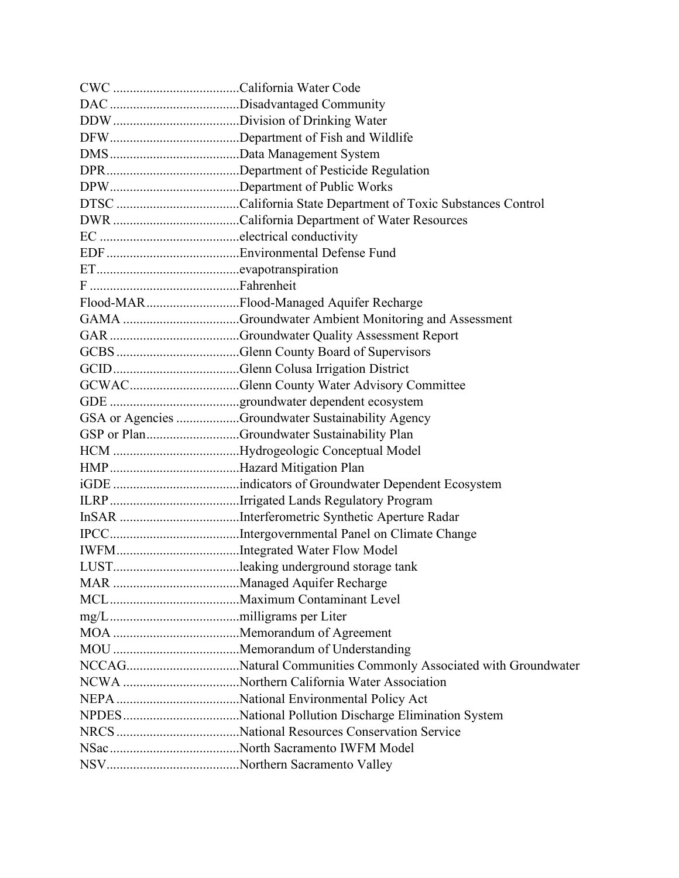CWC ......................................California Water Code
DAC ......................................Disadvantaged Community
DDW......................................Division of Drinking Water
DFW......................................Department of Fish and Wildlife
DMS......................................Data Management System
DPR.......................................Department of Pesticide Regulation
DPW......................................Department of Public Works
DTSC ....................................California State Department of Toxic Substances Control
DWR .....................................California Department of Water Resources
EC .........................................electrical conductivity
EDF .......................................Environmental Defense Fund
ET..........................................evapotranspiration
F ............................................Fahrenheit
Flood-MAR...........................Flood-Managed Aquifer Recharge
GAMA ..................................Groundwater Ambient Monitoring and Assessment
GAR ......................................Groundwater Quality Assessment Report
GCBS ....................................Glenn County Board of Supervisors
GCID.....................................Glenn Colusa Irrigation District
GCWAC................................Glenn County Water Advisory Committee
GDE ......................................groundwater dependent ecosystem
GSA or Agencies ..................Groundwater Sustainability Agency
GSP or Plan...........................Groundwater Sustainability Plan
HCM .....................................Hydrogeologic Conceptual Model
HMP......................................Hazard Mitigation Plan
iGDE .....................................indicators of Groundwater Dependent Ecosystem
ILRP......................................Irrigated Lands Regulatory Program
InSAR ...................................Interferometric Synthetic Aperture Radar
IPCC......................................Intergovernmental Panel on Climate Change
IWFM....................................Integrated Water Flow Model
LUST.....................................leaking underground storage tank
MAR .....................................Managed Aquifer Recharge
MCL......................................Maximum Contaminant Level
mg/L......................................milligrams per Liter
MOA .....................................Memorandum of Agreement
MOU .....................................Memorandum of Understanding
NCCAG.................................Natural Communities Commonly Associated with Groundwater
NCWA ..................................Northern California Water Association
NEPA ....................................National Environmental Policy Act
NPDES..................................National Pollution Discharge Elimination System
NRCS ....................................National Resources Conservation Service
NSac......................................North Sacramento IWFM Model
NSV.......................................Northern Sacramento Valley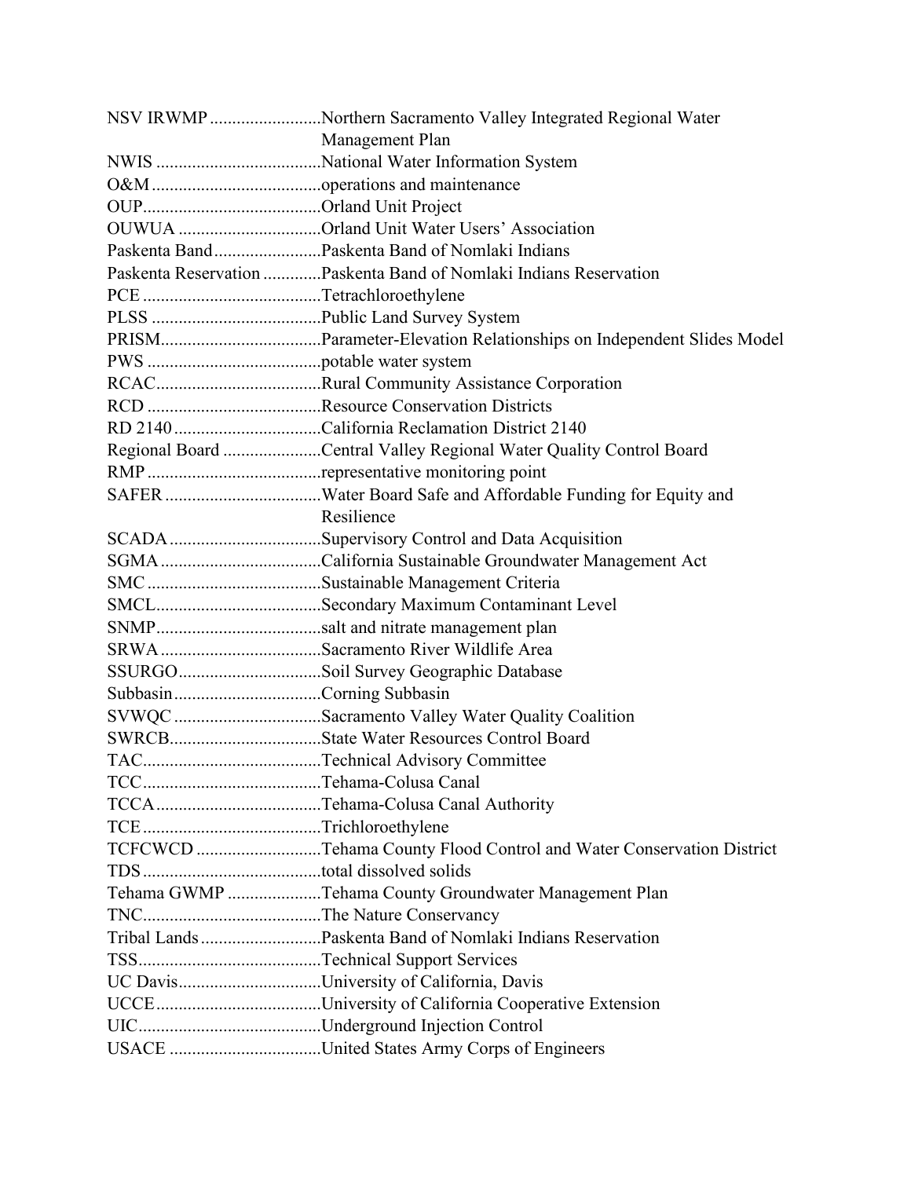NSV IRWMP .........................Northern Sacramento Valley Integrated Regional Water Management Plan
NWIS ....................................National Water Information System
O&M .....................................operations and maintenance
OUP.......................................Orland Unit Project
OUWUA ................................Orland Unit Water Users' Association
Paskenta Band........................Paskenta Band of Nomlaki Indians
Paskenta Reservation .............Paskenta Band of Nomlaki Indians Reservation
PCE ........................................Tetrachloroethylene
PLSS ......................................Public Land Survey System
PRISM....................................Parameter-Elevation Relationships on Independent Slides Model
PWS .......................................potable water system
RCAC.....................................Rural Community Assistance Corporation
RCD .......................................Resource Conservation Districts
RD 2140 .................................California Reclamation District 2140
Regional Board ......................Central Valley Regional Water Quality Control Board
RMP .......................................representative monitoring point
SAFER ...................................Water Board Safe and Affordable Funding for Equity and Resilience
SCADA ..................................Supervisory Control and Data Acquisition
SGMA ....................................California Sustainable Groundwater Management Act
SMC .......................................Sustainable Management Criteria
SMCL.....................................Secondary Maximum Contaminant Level
SNMP.....................................salt and nitrate management plan
SRWA ....................................Sacramento River Wildlife Area
SSURGO................................Soil Survey Geographic Database
Subbasin .................................Corning Subbasin
SVWQC .................................Sacramento Valley Water Quality Coalition
SWRCB..................................State Water Resources Control Board
TAC........................................Technical Advisory Committee
TCC........................................Tehama-Colusa Canal
TCCA .....................................Tehama-Colusa Canal Authority
TCE ........................................Trichloroethylene
TCFCWCD ............................Tehama County Flood Control and Water Conservation District
TDS ........................................total dissolved solids
Tehama GWMP .....................Tehama County Groundwater Management Plan
TNC........................................The Nature Conservancy
Tribal Lands ...........................Paskenta Band of Nomlaki Indians Reservation
TSS.........................................Technical Support Services
UC Davis................................University of California, Davis
UCCE.....................................University of California Cooperative Extension
UIC.........................................Underground Injection Control
USACE ..................................United States Army Corps of Engineers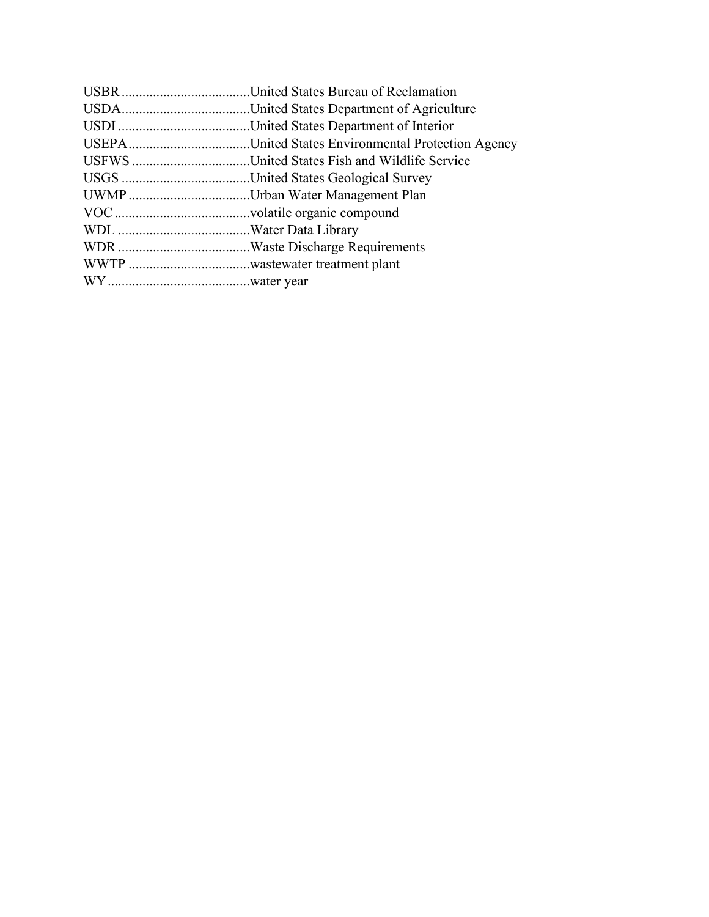USBR ....................................United States Bureau of Reclamation
USDA....................................United States Department of Agriculture
USDI .....................................United States Department of Interior
USEPA..................................United States Environmental Protection Agency
USFWS .................................United States Fish and Wildlife Service
USGS ....................................United States Geological Survey
UWMP ..................................Urban Water Management Plan
VOC ......................................volatile organic compound
WDL .....................................Water Data Library
WDR .....................................Waste Discharge Requirements
WWTP ..................................wastewater treatment plant
WY ........................................water year